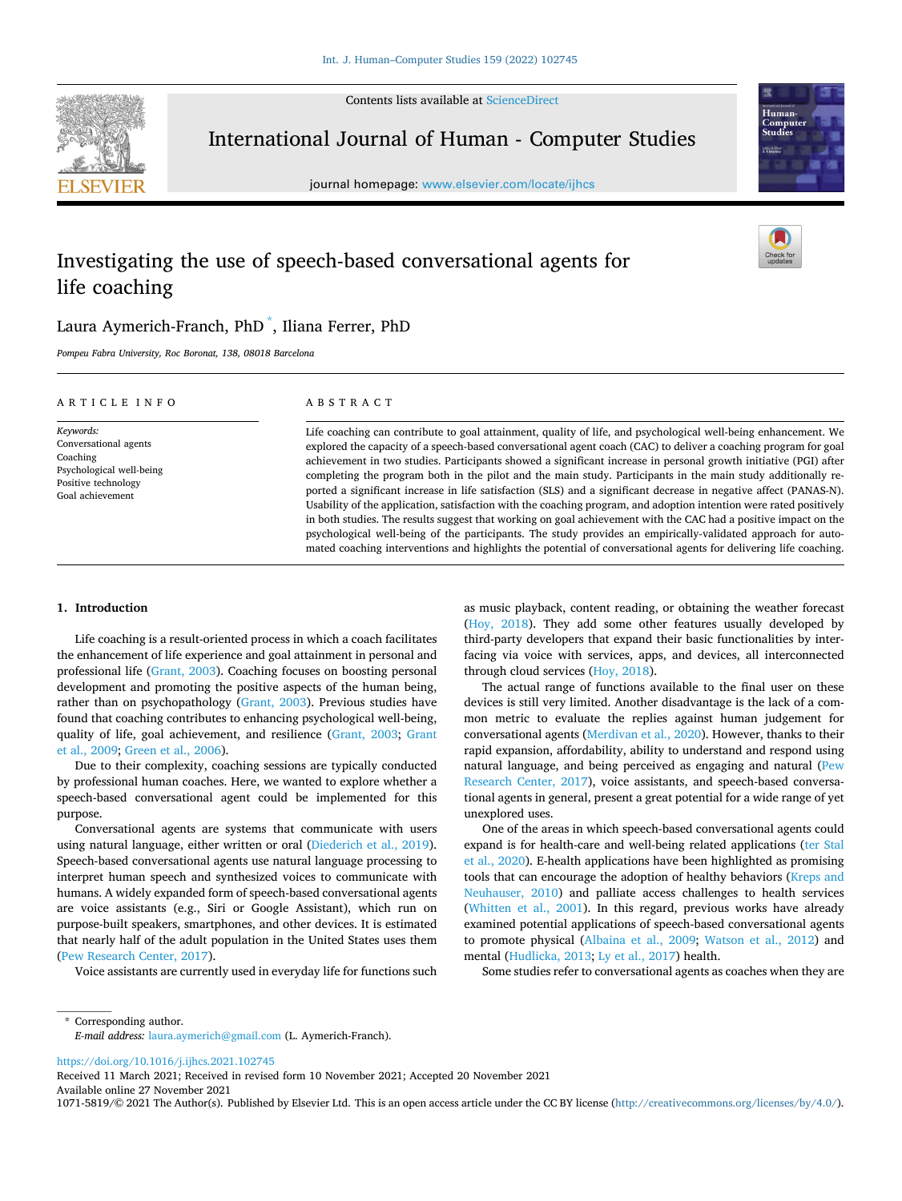# Investigating the use of speech-based conversational agents for life coaching

Laura Aymerich-Franch, PhD [*], Iliana Ferrer, PhD

*Pompeu Fabra University, Roc Boronat, 138, 08018 Barcelona*

## ARTICLE INFO

*Keywords:*
Conversational agents
Coaching
Psychological well-being
Positive technology
Goal achievement

## ABSTRACT

Life coaching can contribute to goal attainment, quality of life, and psychological well-being enhancement. We explored the capacity of a speech-based conversational agent coach (CAC) to deliver a coaching program for goal achievement in two studies. Participants showed a significant increase in personal growth initiative (PGI) after completing the program both in the pilot and the main study. Participants in the main study additionally reported a significant increase in life satisfaction (SLS) and a significant decrease in negative affect (PANAS-N). Usability of the application, satisfaction with the coaching program, and adoption intention were rated positively in both studies. The results suggest that working on goal achievement with the CAC had a positive impact on the psychological well-being of the participants. The study provides an empirically-validated approach for automated coaching interventions and highlights the potential of conversational agents for delivering life coaching.

## 1. Introduction

Life coaching is a result-oriented process in which a coach facilitates the enhancement of life experience and goal attainment in personal and professional life (Grant, 2003). Coaching focuses on boosting personal development and promoting the positive aspects of the human being, rather than on psychopathology (Grant, 2003). Previous studies have found that coaching contributes to enhancing psychological well-being, quality of life, goal achievement, and resilience (Grant, 2003; Grant et al., 2009; Green et al., 2006).

Due to their complexity, coaching sessions are typically conducted by professional human coaches. Here, we wanted to explore whether a speech-based conversational agent could be implemented for this purpose.

Conversational agents are systems that communicate with users using natural language, either written or oral (Diederich et al., 2019). Speech-based conversational agents use natural language processing to interpret human speech and synthesized voices to communicate with humans. A widely expanded form of speech-based conversational agents are voice assistants (e.g., Siri or Google Assistant), which run on purpose-built speakers, smartphones, and other devices. It is estimated that nearly half of the adult population in the United States uses them (Pew Research Center, 2017).

Voice assistants are currently used in everyday life for functions such as music playback, content reading, or obtaining the weather forecast (Hoy, 2018). They add some other features usually developed by third-party developers that expand their basic functionalities by interfacing via voice with services, apps, and devices, all interconnected through cloud services (Hoy, 2018).

The actual range of functions available to the final user on these devices is still very limited. Another disadvantage is the lack of a common metric to evaluate the replies against human judgement for conversational agents (Merdivan et al., 2020). However, thanks to their rapid expansion, affordability, ability to understand and respond using natural language, and being perceived as engaging and natural (Pew Research Center, 2017), voice assistants, and speech-based conversational agents in general, present a great potential for a wide range of yet unexplored uses.

One of the areas in which speech-based conversational agents could expand is for health-care and well-being related applications (ter Stal et al., 2020). E-health applications have been highlighted as promising tools that can encourage the adoption of healthy behaviors (Kreps and Neuhauser, 2010) and palliate access challenges to health services (Whitten et al., 2001). In this regard, previous works have already examined potential applications of speech-based conversational agents to promote physical (Albaina et al., 2009; Watson et al., 2012) and mental (Hudlicka, 2013; Ly et al., 2017) health.

Some studies refer to conversational agents as coaches when they are

---

* Corresponding author.
*E-mail address:* laura.aymerich@gmail.com (L. Aymerich-Franch).

https://doi.org/10.1016/j.ijhcs.2021.102745
Received 11 March 2021; Received in revised form 10 November 2021; Accepted 20 November 2021
Available online 27 November 2021
1071-5819/© 2021 The Author(s). Published by Elsevier Ltd. This is an open access article under the CC BY license (http://creativecommons.org/licenses/by/4.0/).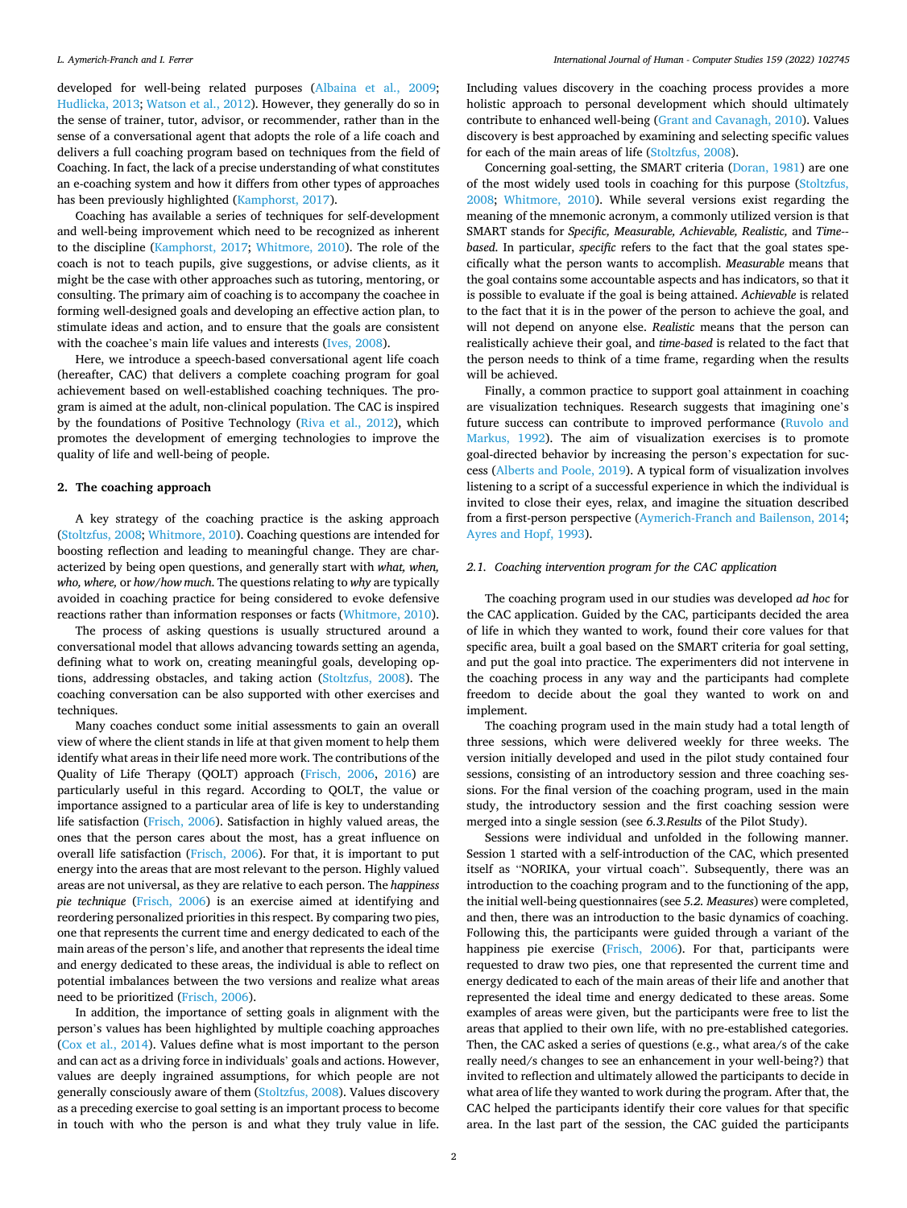developed for well-being related purposes (Albaina et al., 2009; Hudlicka, 2013; Watson et al., 2012). However, they generally do so in the sense of trainer, tutor, advisor, or recommender, rather than in the sense of a conversational agent that adopts the role of a life coach and delivers a full coaching program based on techniques from the field of Coaching. In fact, the lack of a precise understanding of what constitutes an e-coaching system and how it differs from other types of approaches has been previously highlighted (Kamphorst, 2017).

Coaching has available a series of techniques for self-development and well-being improvement which need to be recognized as inherent to the discipline (Kamphorst, 2017; Whitmore, 2010). The role of the coach is not to teach pupils, give suggestions, or advise clients, as it might be the case with other approaches such as tutoring, mentoring, or consulting. The primary aim of coaching is to accompany the coachee in forming well-designed goals and developing an effective action plan, to stimulate ideas and action, and to ensure that the goals are consistent with the coachee's main life values and interests (Ives, 2008).

Here, we introduce a speech-based conversational agent life coach (hereafter, CAC) that delivers a complete coaching program for goal achievement based on well-established coaching techniques. The program is aimed at the adult, non-clinical population. The CAC is inspired by the foundations of Positive Technology (Riva et al., 2012), which promotes the development of emerging technologies to improve the quality of life and well-being of people.

## 2. The coaching approach

A key strategy of the coaching practice is the asking approach (Stoltzfus, 2008; Whitmore, 2010). Coaching questions are intended for boosting reflection and leading to meaningful change. They are characterized by being open questions, and generally start with *what, when, who, where,* or *how/how much.* The questions relating to *why* are typically avoided in coaching practice for being considered to evoke defensive reactions rather than information responses or facts (Whitmore, 2010).

The process of asking questions is usually structured around a conversational model that allows advancing towards setting an agenda, defining what to work on, creating meaningful goals, developing options, addressing obstacles, and taking action (Stoltzfus, 2008). The coaching conversation can be also supported with other exercises and techniques.

Many coaches conduct some initial assessments to gain an overall view of where the client stands in life at that given moment to help them identify what areas in their life need more work. The contributions of the Quality of Life Therapy (QOLT) approach (Frisch, 2006, 2016) are particularly useful in this regard. According to QOLT, the value or importance assigned to a particular area of life is key to understanding life satisfaction (Frisch, 2006). Satisfaction in highly valued areas, the ones that the person cares about the most, has a great influence on overall life satisfaction (Frisch, 2006). For that, it is important to put energy into the areas that are most relevant to the person. Highly valued areas are not universal, as they are relative to each person. The *happiness pie technique* (Frisch, 2006) is an exercise aimed at identifying and reordering personalized priorities in this respect. By comparing two pies, one that represents the current time and energy dedicated to each of the main areas of the person's life, and another that represents the ideal time and energy dedicated to these areas, the individual is able to reflect on potential imbalances between the two versions and realize what areas need to be prioritized (Frisch, 2006).

In addition, the importance of setting goals in alignment with the person's values has been highlighted by multiple coaching approaches (Cox et al., 2014). Values define what is most important to the person and can act as a driving force in individuals' goals and actions. However, values are deeply ingrained assumptions, for which people are not generally consciously aware of them (Stoltzfus, 2008). Values discovery as a preceding exercise to goal setting is an important process to become in touch with who the person is and what they truly value in life. Including values discovery in the coaching process provides a more holistic approach to personal development which should ultimately contribute to enhanced well-being (Grant and Cavanagh, 2010). Values discovery is best approached by examining and selecting specific values for each of the main areas of life (Stoltzfus, 2008).

Concerning goal-setting, the SMART criteria (Doran, 1981) are one of the most widely used tools in coaching for this purpose (Stoltzfus, 2008; Whitmore, 2010). While several versions exist regarding the meaning of the mnemonic acronym, a commonly utilized version is that SMART stands for *Specific, Measurable, Achievable, Realistic,* and *Time-based.* In particular, *specific* refers to the fact that the goal states specifically what the person wants to accomplish. *Measurable* means that the goal contains some accountable aspects and has indicators, so that it is possible to evaluate if the goal is being attained. *Achievable* is related to the fact that it is in the power of the person to achieve the goal, and will not depend on anyone else. *Realistic* means that the person can realistically achieve their goal, and *time-based* is related to the fact that the person needs to think of a time frame, regarding when the results will be achieved.

Finally, a common practice to support goal attainment in coaching are visualization techniques. Research suggests that imagining one's future success can contribute to improved performance (Ruvolo and Markus, 1992). The aim of visualization exercises is to promote goal-directed behavior by increasing the person's expectation for success (Alberts and Poole, 2019). A typical form of visualization involves listening to a script of a successful experience in which the individual is invited to close their eyes, relax, and imagine the situation described from a first-person perspective (Aymerich-Franch and Bailenson, 2014; Ayres and Hopf, 1993).

### 2.1. Coaching intervention program for the CAC application

The coaching program used in our studies was developed *ad hoc* for the CAC application. Guided by the CAC, participants decided the area of life in which they wanted to work, found their core values for that specific area, built a goal based on the SMART criteria for goal setting, and put the goal into practice. The experimenters did not intervene in the coaching process in any way and the participants had complete freedom to decide about the goal they wanted to work on and implement.

The coaching program used in the main study had a total length of three sessions, which were delivered weekly for three weeks. The version initially developed and used in the pilot study contained four sessions, consisting of an introductory session and three coaching sessions. For the final version of the coaching program, used in the main study, the introductory session and the first coaching session were merged into a single session (see *6.3.Results* of the Pilot Study).

Sessions were individual and unfolded in the following manner. Session 1 started with a self-introduction of the CAC, which presented itself as "NORIKA, your virtual coach". Subsequently, there was an introduction to the coaching program and to the functioning of the app, the initial well-being questionnaires (see *5.2. Measures*) were completed, and then, there was an introduction to the basic dynamics of coaching. Following this, the participants were guided through a variant of the happiness pie exercise (Frisch, 2006). For that, participants were requested to draw two pies, one that represented the current time and energy dedicated to each of the main areas of their life and another that represented the ideal time and energy dedicated to these areas. Some examples of areas were given, but the participants were free to list the areas that applied to their own life, with no pre-established categories. Then, the CAC asked a series of questions (e.g., what area/s of the cake really need/s changes to see an enhancement in your well-being?) that invited to reflection and ultimately allowed the participants to decide in what area of life they wanted to work during the program. After that, the CAC helped the participants identify their core values for that specific area. In the last part of the session, the CAC guided the participants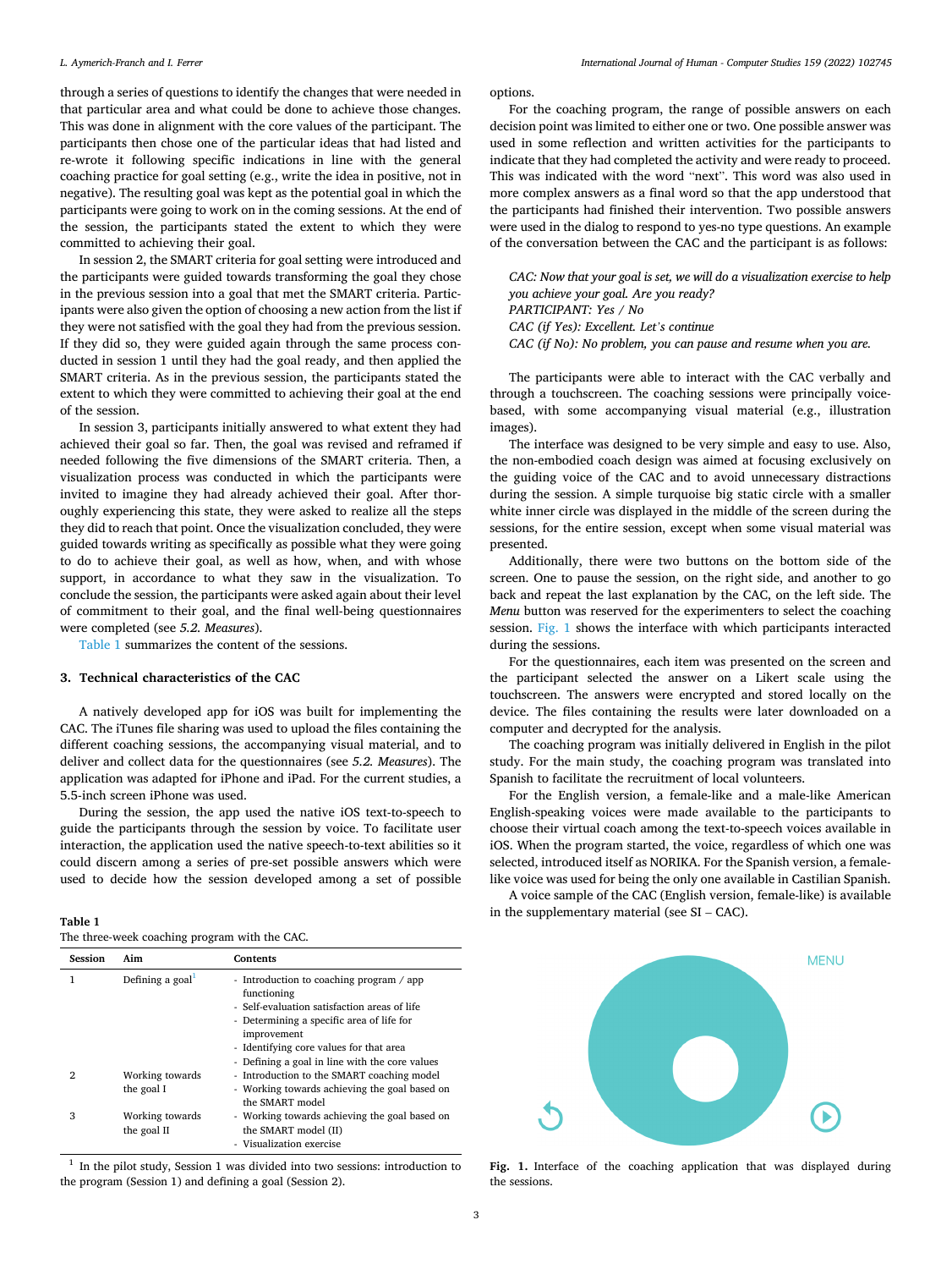through a series of questions to identify the changes that were needed in that particular area and what could be done to achieve those changes. This was done in alignment with the core values of the participant. The participants then chose one of the particular ideas that had listed and re-wrote it following specific indications in line with the general coaching practice for goal setting (e.g., write the idea in positive, not in negative). The resulting goal was kept as the potential goal in which the participants were going to work on in the coming sessions. At the end of the session, the participants stated the extent to which they were committed to achieving their goal.

In session 2, the SMART criteria for goal setting were introduced and the participants were guided towards transforming the goal they chose in the previous session into a goal that met the SMART criteria. Participants were also given the option of choosing a new action from the list if they were not satisfied with the goal they had from the previous session. If they did so, they were guided again through the same process conducted in session 1 until they had the goal ready, and then applied the SMART criteria. As in the previous session, the participants stated the extent to which they were committed to achieving their goal at the end of the session.

In session 3, participants initially answered to what extent they had achieved their goal so far. Then, the goal was revised and reframed if needed following the five dimensions of the SMART criteria. Then, a visualization process was conducted in which the participants were invited to imagine they had already achieved their goal. After thoroughly experiencing this state, they were asked to realize all the steps they did to reach that point. Once the visualization concluded, they were guided towards writing as specifically as possible what they were going to do to achieve their goal, as well as how, when, and with whose support, in accordance to what they saw in the visualization. To conclude the session, the participants were asked again about their level of commitment to their goal, and the final well-being questionnaires were completed (see *5.2. Measures*).

Table 1 summarizes the content of the sessions.

**Table 1**
The three-week coaching program with the CAC.

| Session | Aim | Contents |
|---|---|---|
| 1 | Defining a goal[1] | - Introduction to coaching program / app functioning<br>- Self-evaluation satisfaction areas of life<br>- Determining a specific area of life for improvement<br>- Identifying core values for that area<br>- Defining a goal in line with the core values |
| 2 | Working towards the goal I | - Introduction to the SMART coaching model<br>- Working towards achieving the goal based on the SMART model |
| 3 | Working towards the goal II | - Working towards achieving the goal based on the SMART model (II)<br>- Visualization exercise |

[1] In the pilot study, Session 1 was divided into two sessions: introduction to the program (Session 1) and defining a goal (Session 2).

## 3. Technical characteristics of the CAC

A natively developed app for iOS was built for implementing the CAC. The iTunes file sharing was used to upload the files containing the different coaching sessions, the accompanying visual material, and to deliver and collect data for the questionnaires (see *5.2. Measures*). The application was adapted for iPhone and iPad. For the current studies, a 5.5-inch screen iPhone was used.

During the session, the app used the native iOS text-to-speech to guide the participants through the session by voice. To facilitate user interaction, the application used the native speech-to-text abilities so it could discern among a series of pre-set possible answers which were used to decide how the session developed among a set of possible options.

For the coaching program, the range of possible answers on each decision point was limited to either one or two. One possible answer was used in some reflection and written activities for the participants to indicate that they had completed the activity and were ready to proceed. This was indicated with the word "next". This word was also used in more complex answers as a final word so that the app understood that the participants had finished their intervention. Two possible answers were used in the dialog to respond to yes-no type questions. An example of the conversation between the CAC and the participant is as follows:

*CAC: Now that your goal is set, we will do a visualization exercise to help you achieve your goal. Are you ready?*
*PARTICIPANT: Yes / No*
*CAC (if Yes): Excellent. Let's continue*
*CAC (if No): No problem, you can pause and resume when you are.*

The participants were able to interact with the CAC verbally and through a touchscreen. The coaching sessions were principally voice-based, with some accompanying visual material (e.g., illustration images).

The interface was designed to be very simple and easy to use. Also, the non-embodied coach design was aimed at focusing exclusively on the guiding voice of the CAC and to avoid unnecessary distractions during the session. A simple turquoise big static circle with a smaller white inner circle was displayed in the middle of the screen during the sessions, for the entire session, except when some visual material was presented.

Additionally, there were two buttons on the bottom side of the screen. One to pause the session, on the right side, and another to go back and repeat the last explanation by the CAC, on the left side. The *Menu* button was reserved for the experimenters to select the coaching session. Fig. 1 shows the interface with which participants interacted during the sessions.

For the questionnaires, each item was presented on the screen and the participant selected the answer on a Likert scale using the touchscreen. The answers were encrypted and stored locally on the device. The files containing the results were later downloaded on a computer and decrypted for the analysis.

The coaching program was initially delivered in English in the pilot study. For the main study, the coaching program was translated into Spanish to facilitate the recruitment of local volunteers.

For the English version, a female-like and a male-like American English-speaking voices were made available to the participants to choose their virtual coach among the text-to-speech voices available in iOS. When the program started, the voice, regardless of which one was selected, introduced itself as NORIKA. For the Spanish version, a female-like voice was used for being the only one available in Castilian Spanish.

A voice sample of the CAC (English version, female-like) is available in the supplementary material (see SI – CAC).

MENU

**Fig. 1.** Interface of the coaching application that was displayed during the sessions.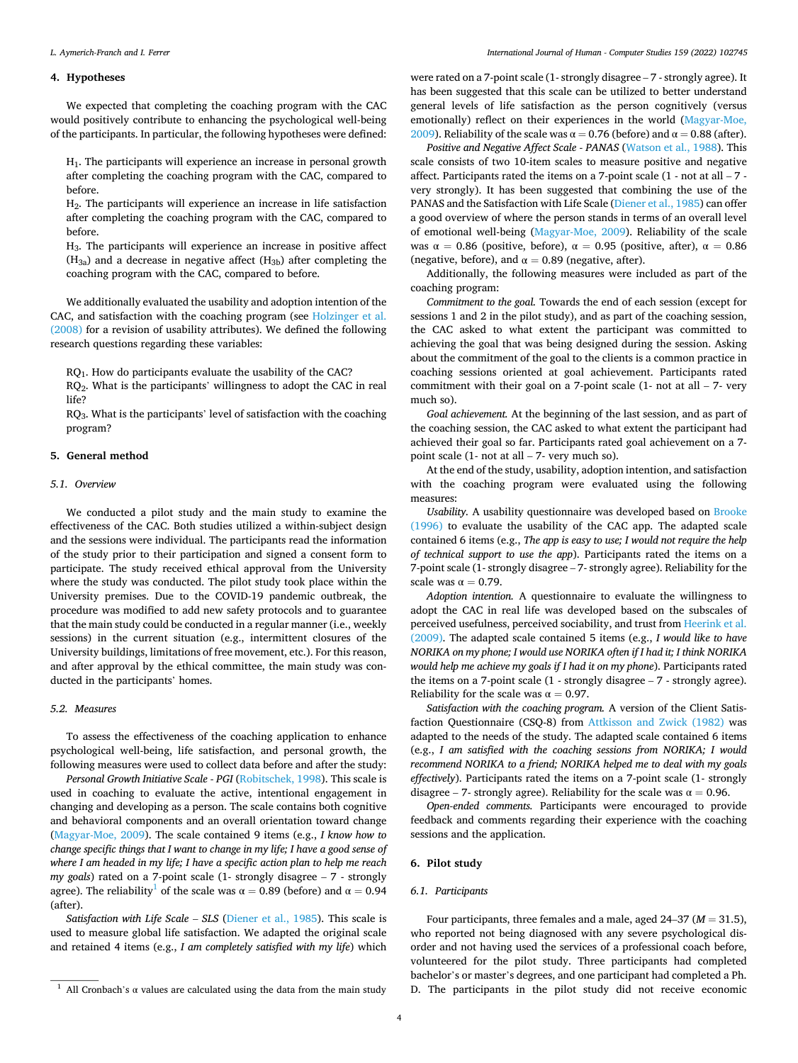## 4. Hypotheses

We expected that completing the coaching program with the CAC would positively contribute to enhancing the psychological well-being of the participants. In particular, the following hypotheses were defined:

$H_1$. The participants will experience an increase in personal growth after completing the coaching program with the CAC, compared to before.

$H_2$. The participants will experience an increase in life satisfaction after completing the coaching program with the CAC, compared to before.

$H_3$. The participants will experience an increase in positive affect ($H_{3a}$) and a decrease in negative affect ($H_{3b}$) after completing the coaching program with the CAC, compared to before.

We additionally evaluated the usability and adoption intention of the CAC, and satisfaction with the coaching program (see Holzinger et al. (2008) for a revision of usability attributes). We defined the following research questions regarding these variables:

$RQ_1$. How do participants evaluate the usability of the CAC?

$RQ_2$. What is the participants' willingness to adopt the CAC in real life?

$RQ_3$. What is the participants' level of satisfaction with the coaching program?

## 5. General method

### 5.1. Overview

We conducted a pilot study and the main study to examine the effectiveness of the CAC. Both studies utilized a within-subject design and the sessions were individual. The participants read the information of the study prior to their participation and signed a consent form to participate. The study received ethical approval from the University where the study was conducted. The pilot study took place within the University premises. Due to the COVID-19 pandemic outbreak, the procedure was modified to add new safety protocols and to guarantee that the main study could be conducted in a regular manner (i.e., weekly sessions) in the current situation (e.g., intermittent closures of the University buildings, limitations of free movement, etc.). For this reason, and after approval by the ethical committee, the main study was conducted in the participants' homes.

### 5.2. Measures

To assess the effectiveness of the coaching application to enhance psychological well-being, life satisfaction, and personal growth, the following measures were used to collect data before and after the study:

*Personal Growth Initiative Scale - PGI* (Robitschek, 1998). This scale is used in coaching to evaluate the active, intentional engagement in changing and developing as a person. The scale contains both cognitive and behavioral components and an overall orientation toward change (Magyar-Moe, 2009). The scale contained 9 items (e.g., *I know how to change specific things that I want to change in my life; I have a good sense of where I am headed in my life; I have a specific action plan to help me reach my goals*) rated on a 7-point scale (1- strongly disagree – 7 - strongly agree). The reliability[1] of the scale was α = 0.89 (before) and α = 0.94 (after).

*Satisfaction with Life Scale – SLS* (Diener et al., 1985). This scale is used to measure global life satisfaction. We adapted the original scale and retained 4 items (e.g., *I am completely satisfied with my life*) which were rated on a 7-point scale (1- strongly disagree – 7 - strongly agree). It has been suggested that this scale can be utilized to better understand general levels of life satisfaction as the person cognitively (versus emotionally) reflect on their experiences in the world (Magyar-Moe, 2009). Reliability of the scale was α = 0.76 (before) and α = 0.88 (after).

*Positive and Negative Affect Scale - PANAS* (Watson et al., 1988). This scale consists of two 10-item scales to measure positive and negative affect. Participants rated the items on a 7-point scale (1 - not at all – 7 - very strongly). It has been suggested that combining the use of the PANAS and the Satisfaction with Life Scale (Diener et al., 1985) can offer a good overview of where the person stands in terms of an overall level of emotional well-being (Magyar-Moe, 2009). Reliability of the scale was α = 0.86 (positive, before), α = 0.95 (positive, after), α = 0.86 (negative, before), and α = 0.89 (negative, after).

Additionally, the following measures were included as part of the coaching program:

*Commitment to the goal.* Towards the end of each session (except for sessions 1 and 2 in the pilot study), and as part of the coaching session, the CAC asked to what extent the participant was committed to achieving the goal that was being designed during the session. Asking about the commitment of the goal to the clients is a common practice in coaching sessions oriented at goal achievement. Participants rated commitment with their goal on a 7-point scale (1- not at all – 7- very much so).

*Goal achievement.* At the beginning of the last session, and as part of the coaching session, the CAC asked to what extent the participant had achieved their goal so far. Participants rated goal achievement on a 7-point scale (1- not at all – 7- very much so).

At the end of the study, usability, adoption intention, and satisfaction with the coaching program were evaluated using the following measures:

*Usability.* A usability questionnaire was developed based on Brooke (1996) to evaluate the usability of the CAC app. The adapted scale contained 6 items (e.g., *The app is easy to use; I would not require the help of technical support to use the app*). Participants rated the items on a 7-point scale (1- strongly disagree – 7- strongly agree). Reliability for the scale was α = 0.79.

*Adoption intention.* A questionnaire to evaluate the willingness to adopt the CAC in real life was developed based on the subscales of perceived usefulness, perceived sociability, and trust from Heerink et al. (2009). The adapted scale contained 5 items (e.g., *I would like to have NORIKA on my phone; I would use NORIKA often if I had it; I think NORIKA would help me achieve my goals if I had it on my phone*). Participants rated the items on a 7-point scale (1 - strongly disagree – 7 - strongly agree). Reliability for the scale was α = 0.97.

*Satisfaction with the coaching program.* A version of the Client Satisfaction Questionnaire (CSQ-8) from Attkisson and Zwick (1982) was adapted to the needs of the study. The adapted scale contained 6 items (e.g., *I am satisfied with the coaching sessions from NORIKA; I would recommend NORIKA to a friend; NORIKA helped me to deal with my goals effectively*). Participants rated the items on a 7-point scale (1- strongly disagree – 7- strongly agree). Reliability for the scale was α = 0.96.

*Open-ended comments.* Participants were encouraged to provide feedback and comments regarding their experience with the coaching sessions and the application.

## 6. Pilot study

### 6.1. Participants

Four participants, three females and a male, aged 24–37 (M = 31.5), who reported not being diagnosed with any severe psychological disorder and not having used the services of a professional coach before, volunteered for the pilot study. Three participants had completed bachelor's or master's degrees, and one participant had completed a Ph. D. The participants in the pilot study did not receive economic

[1] All Cronbach's α values are calculated using the data from the main study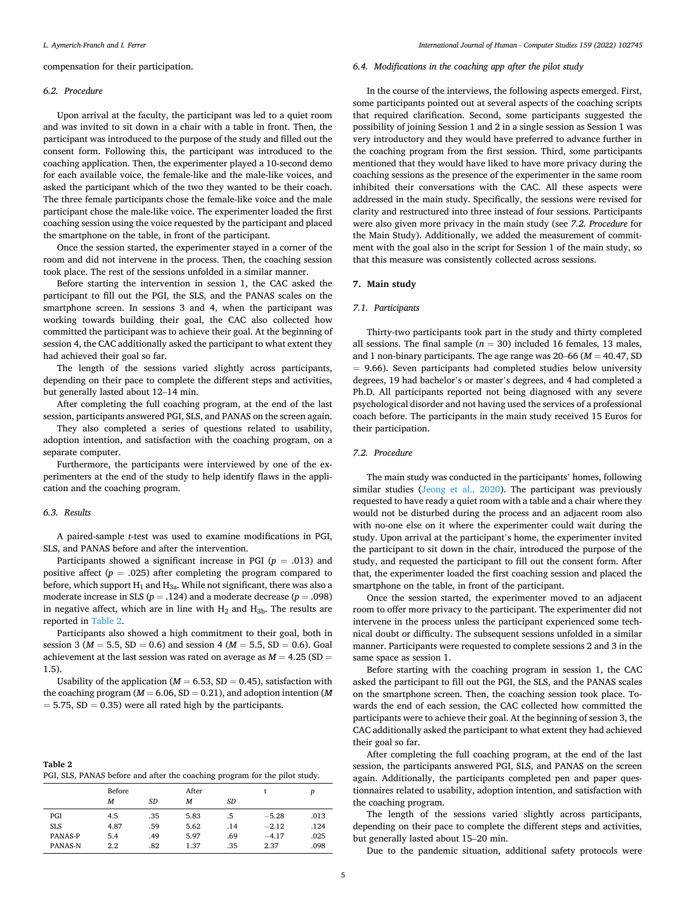compensation for their participation.

### 6.2. Procedure

Upon arrival at the faculty, the participant was led to a quiet room and was invited to sit down in a chair with a table in front. Then, the participant was introduced to the purpose of the study and filled out the consent form. Following this, the participant was introduced to the coaching application. Then, the experimenter played a 10-second demo for each available voice, the female-like and the male-like voices, and asked the participant which of the two they wanted to be their coach. The three female participants chose the female-like voice and the male participant chose the male-like voice. The experimenter loaded the first coaching session using the voice requested by the participant and placed the smartphone on the table, in front of the participant.

Once the session started, the experimenter stayed in a corner of the room and did not intervene in the process. Then, the coaching session took place. The rest of the sessions unfolded in a similar manner.

Before starting the intervention in session 1, the CAC asked the participant to fill out the PGI, the SLS, and the PANAS scales on the smartphone screen. In sessions 3 and 4, when the participant was working towards building their goal, the CAC also collected how committed the participant was to achieve their goal. At the beginning of session 4, the CAC additionally asked the participant to what extent they had achieved their goal so far.

The length of the sessions varied slightly across participants, depending on their pace to complete the different steps and activities, but generally lasted about 12–14 min.

After completing the full coaching program, at the end of the last session, participants answered PGI, SLS, and PANAS on the screen again.

They also completed a series of questions related to usability, adoption intention, and satisfaction with the coaching program, on a separate computer.

Furthermore, the participants were interviewed by one of the experimenters at the end of the study to help identify flaws in the application and the coaching program.

### 6.3. Results

A paired-sample *t*-test was used to examine modifications in PGI, SLS, and PANAS before and after the intervention.

Participants showed a significant increase in PGI ($p$ = .013) and positive affect ($p$ = .025) after completing the program compared to before, which support $H_1$ and $H_{3a}$. While not significant, there was also a moderate increase in SLS ($p$ = .124) and a moderate decrease ($p$ = .098) in negative affect, which are in line with $H_2$ and $H_{3b}$. The results are reported in Table 2.

Participants also showed a high commitment to their goal, both in session 3 ($M$ = 5.5, SD = 0.6) and session 4 ($M$ = 5.5, SD = 0.6). Goal achievement at the last session was rated on average as $M$ = 4.25 (SD = 1.5).

Usability of the application ($M$ = 6.53, SD = 0.45), satisfaction with the coaching program ($M$ = 6.06, SD = 0.21), and adoption intention ($M$ = 5.75, SD = 0.35) were all rated high by the participants.

**Table 2**
PGI, SLS, PANAS before and after the coaching program for the pilot study.

| | Before | | After | | t | p |
|---|---|---|---|---|---|---|
| | *M* | *SD* | *M* | *SD* | | |
| PGI | 4.5 | .35 | 5.83 | .5 | −5.28 | .013 |
| SLS | 4.87 | .59 | 5.62 | .14 | −2.12 | .124 |
| PANAS-P | 5.4 | .49 | 5.97 | .69 | −4.17 | .025 |
| PANAS-N | 2.2 | .82 | 1.37 | .35 | 2.37 | .098 |

### 6.4. Modifications in the coaching app after the pilot study

In the course of the interviews, the following aspects emerged. First, some participants pointed out at several aspects of the coaching scripts that required clarification. Second, some participants suggested the possibility of joining Session 1 and 2 in a single session as Session 1 was very introductory and they would have preferred to advance further in the coaching program from the first session. Third, some participants mentioned that they would have liked to have more privacy during the coaching sessions as the presence of the experimenter in the same room inhibited their conversations with the CAC. All these aspects were addressed in the main study. Specifically, the sessions were revised for clarity and restructured into three instead of four sessions. Participants were also given more privacy in the main study (see *7.2. Procedure* for the Main Study). Additionally, we added the measurement of commitment with the goal also in the script for Session 1 of the main study, so that this measure was consistently collected across sessions.

## 7. Main study

### 7.1. Participants

Thirty-two participants took part in the study and thirty completed all sessions. The final sample ($n$ = 30) included 16 females, 13 males, and 1 non-binary participants. The age range was 20–66 ($M$ = 40.47, SD = 9.66). Seven participants had completed studies below university degrees, 19 had bachelor's or master's degrees, and 4 had completed a Ph.D. All participants reported not being diagnosed with any severe psychological disorder and not having used the services of a professional coach before. The participants in the main study received 15 Euros for their participation.

### 7.2. Procedure

The main study was conducted in the participants' homes, following similar studies (Jeong et al., 2020). The participant was previously requested to have ready a quiet room with a table and a chair where they would not be disturbed during the process and an adjacent room also with no-one else on it where the experimenter could wait during the study. Upon arrival at the participant's home, the experimenter invited the participant to sit down in the chair, introduced the purpose of the study, and requested the participant to fill out the consent form. After that, the experimenter loaded the first coaching session and placed the smartphone on the table, in front of the participant.

Once the session started, the experimenter moved to an adjacent room to offer more privacy to the participant. The experimenter did not intervene in the process unless the participant experienced some technical doubt or difficulty. The subsequent sessions unfolded in a similar manner. Participants were requested to complete sessions 2 and 3 in the same space as session 1.

Before starting with the coaching program in session 1, the CAC asked the participant to fill out the PGI, the SLS, and the PANAS scales on the smartphone screen. Then, the coaching session took place. Towards the end of each session, the CAC collected how committed the participants were to achieve their goal. At the beginning of session 3, the CAC additionally asked the participant to what extent they had achieved their goal so far.

After completing the full coaching program, at the end of the last session, the participants answered PGI, SLS, and PANAS on the screen again. Additionally, the participants completed pen and paper questionnaires related to usability, adoption intention, and satisfaction with the coaching program.

The length of the sessions varied slightly across participants, depending on their pace to complete the different steps and activities, but generally lasted about 15–20 min.

Due to the pandemic situation, additional safety protocols were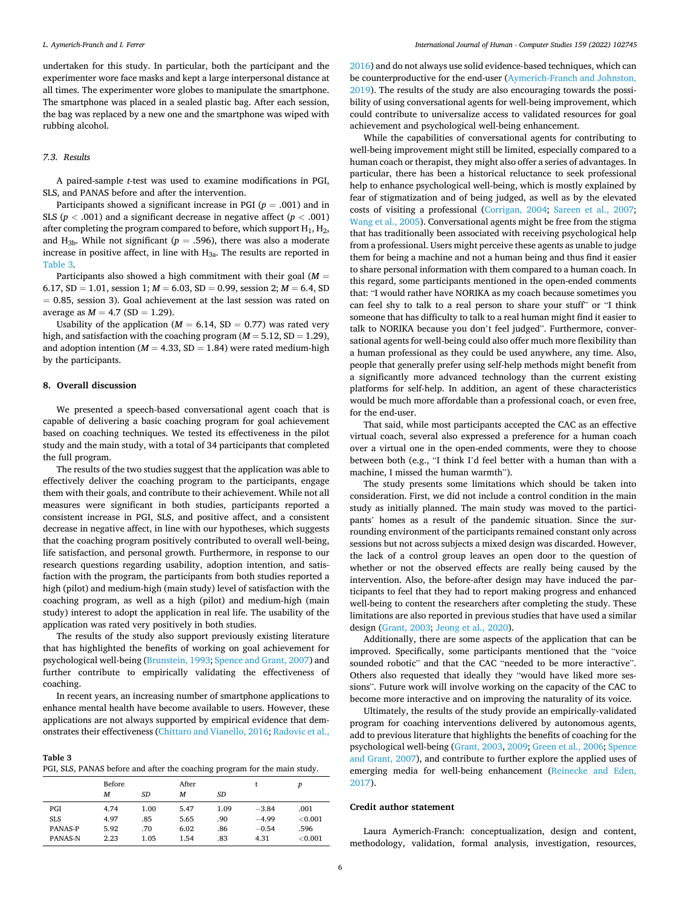undertaken for this study. In particular, both the participant and the experimenter wore face masks and kept a large interpersonal distance at all times. The experimenter wore globes to manipulate the smartphone. The smartphone was placed in a sealed plastic bag. After each session, the bag was replaced by a new one and the smartphone was wiped with rubbing alcohol.

### 7.3. Results

A paired-sample *t*-test was used to examine modifications in PGI, SLS, and PANAS before and after the intervention.

Participants showed a significant increase in PGI ($p = .001$) and in SLS ($p < .001$) and a significant decrease in negative affect ($p < .001$) after completing the program compared to before, which support $H_1$, $H_2$, and $H_{3b}$. While not significant ($p = .596$), there was also a moderate increase in positive affect, in line with $H_{3a}$. The results are reported in Table 3.

Participants also showed a high commitment with their goal ($M = 6.17$, $SD = 1.01$, session 1; $M = 6.03$, $SD = 0.99$, session 2; $M = 6.4$, $SD = 0.85$, session 3). Goal achievement at the last session was rated on average as $M = 4.7$ ($SD = 1.29$).

Usability of the application ($M = 6.14$, $SD = 0.77$) was rated very high, and satisfaction with the coaching program ($M = 5.12$, $SD = 1.29$), and adoption intention ($M = 4.33$, $SD = 1.84$) were rated medium-high by the participants.

## 8. Overall discussion

We presented a speech-based conversational agent coach that is capable of delivering a basic coaching program for goal achievement based on coaching techniques. We tested its effectiveness in the pilot study and the main study, with a total of 34 participants that completed the full program.

The results of the two studies suggest that the application was able to effectively deliver the coaching program to the participants, engage them with their goals, and contribute to their achievement. While not all measures were significant in both studies, participants reported a consistent increase in PGI, SLS, and positive affect, and a consistent decrease in negative affect, in line with our hypotheses, which suggests that the coaching program positively contributed to overall well-being, life satisfaction, and personal growth. Furthermore, in response to our research questions regarding usability, adoption intention, and satisfaction with the program, the participants from both studies reported a high (pilot) and medium-high (main study) level of satisfaction with the coaching program, as well as a high (pilot) and medium-high (main study) interest to adopt the application in real life. The usability of the application was rated very positively in both studies.

The results of the study also support previously existing literature that has highlighted the benefits of working on goal achievement for psychological well-being (Brunstein, 1993; Spence and Grant, 2007) and further contribute to empirically validating the effectiveness of coaching.

In recent years, an increasing number of smartphone applications to enhance mental health have become available to users. However, these applications are not always supported by empirical evidence that demonstrates their effectiveness (Chittaro and Vianello, 2016; Radovic et al., 2016) and do not always use solid evidence-based techniques, which can be counterproductive for the end-user (Aymerich-Franch and Johnston, 2019). The results of the study are also encouraging towards the possibility of using conversational agents for well-being improvement, which could contribute to universalize access to validated resources for goal achievement and psychological well-being enhancement.

While the capabilities of conversational agents for contributing to well-being improvement might still be limited, especially compared to a human coach or therapist, they might also offer a series of advantages. In particular, there has been a historical reluctance to seek professional help to enhance psychological well-being, which is mostly explained by fear of stigmatization and of being judged, as well as by the elevated costs of visiting a professional (Corrigan, 2004; Sareen et al., 2007; Wang et al., 2005). Conversational agents might be free from the stigma that has traditionally been associated with receiving psychological help from a professional. Users might perceive these agents as unable to judge them for being a machine and not a human being and thus find it easier to share personal information with them compared to a human coach. In this regard, some participants mentioned in the open-ended comments that: "I would rather have NORIKA as my coach because sometimes you can feel shy to talk to a real person to share your stuff" or "I think someone that has difficulty to talk to a real human might find it easier to talk to NORIKA because you don't feel judged". Furthermore, conversational agents for well-being could also offer much more flexibility than a human professional as they could be used anywhere, any time. Also, people that generally prefer using self-help methods might benefit from a significantly more advanced technology than the current existing platforms for self-help. In addition, an agent of these characteristics would be much more affordable than a professional coach, or even free, for the end-user.

That said, while most participants accepted the CAC as an effective virtual coach, several also expressed a preference for a human coach over a virtual one in the open-ended comments, were they to choose between both (e.g., "I think I'd feel better with a human than with a machine, I missed the human warmth").

The study presents some limitations which should be taken into consideration. First, we did not include a control condition in the main study as initially planned. The main study was moved to the participants' homes as a result of the pandemic situation. Since the surrounding environment of the participants remained constant only across sessions but not across subjects a mixed design was discarded. However, the lack of a control group leaves an open door to the question of whether or not the observed effects are really being caused by the intervention. Also, the before-after design may have induced the participants to feel that they had to report making progress and enhanced well-being to content the researchers after completing the study. These limitations are also reported in previous studies that have used a similar design (Grant, 2003; Jeong et al., 2020).

Additionally, there are some aspects of the application that can be improved. Specifically, some participants mentioned that the "voice sounded robotic" and that the CAC "needed to be more interactive". Others also requested that ideally they "would have liked more sessions". Future work will involve working on the capacity of the CAC to become more interactive and on improving the naturality of its voice.

Ultimately, the results of the study provide an empirically-validated program for coaching interventions delivered by autonomous agents, add to previous literature that highlights the benefits of coaching for the psychological well-being (Grant, 2003, 2009; Green et al., 2006; Spence and Grant, 2007), and contribute to further explore the applied uses of emerging media for well-being enhancement (Reinecke and Eden, 2017).

**Table 3**
PGI, SLS, PANAS before and after the coaching program for the main study.

| | Before | | After | | t | p |
|---|---|---|---|---|---|---|
| | *M* | *SD* | *M* | *SD* | | |
| PGI | 4.74 | 1.00 | 5.47 | 1.09 | −3.84 | .001 |
| SLS | 4.97 | .85 | 5.65 | .90 | −4.99 | <0.001 |
| PANAS-P | 5.92 | .70 | 6.02 | .86 | −0.54 | .596 |
| PANAS-N | 2.23 | 1.05 | 1.54 | .83 | 4.31 | <0.001 |

## Credit author statement

Laura Aymerich-Franch: conceptualization, design and content, methodology, validation, formal analysis, investigation, resources,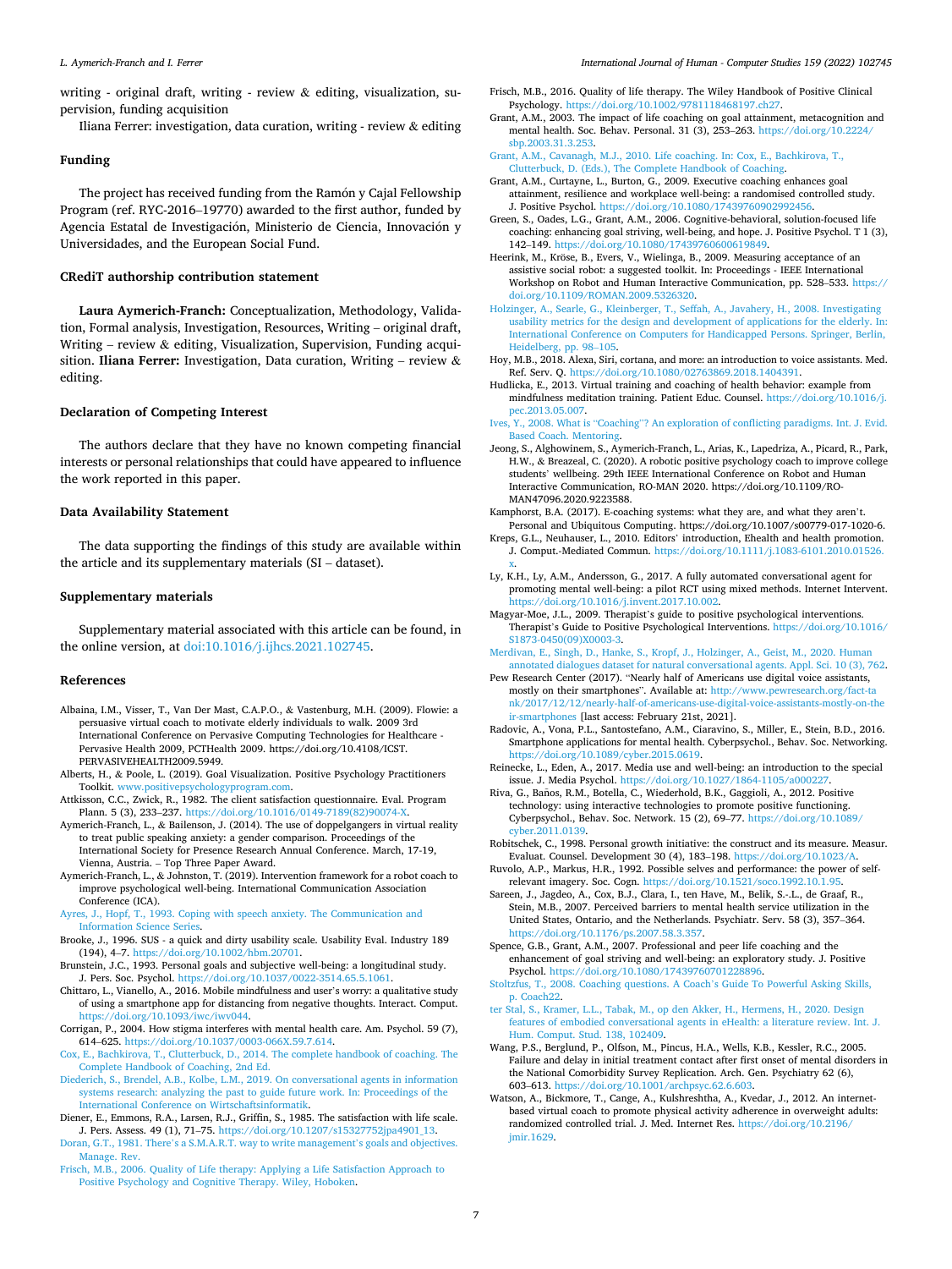writing - original draft, writing - review & editing, visualization, supervision, funding acquisition

Iliana Ferrer: investigation, data curation, writing - review & editing

## Funding

The project has received funding from the Ramón y Cajal Fellowship Program (ref. RYC-2016–19770) awarded to the first author, funded by Agencia Estatal de Investigación, Ministerio de Ciencia, Innovación y Universidades, and the European Social Fund.

## CRediT authorship contribution statement

**Laura Aymerich-Franch:** Conceptualization, Methodology, Validation, Formal analysis, Investigation, Resources, Writing – original draft, Writing – review & editing, Visualization, Supervision, Funding acquisition. **Iliana Ferrer:** Investigation, Data curation, Writing – review & editing.

## Declaration of Competing Interest

The authors declare that they have no known competing financial interests or personal relationships that could have appeared to influence the work reported in this paper.

## Data Availability Statement

The data supporting the findings of this study are available within the article and its supplementary materials (SI – dataset).

## Supplementary materials

Supplementary material associated with this article can be found, in the online version, at doi:10.1016/j.ijhcs.2021.102745.

## References

Albaina, I.M., Visser, T., Van Der Mast, C.A.P.O., & Vastenburg, M.H. (2009). Flowie: a persuasive virtual coach to motivate elderly individuals to walk. 2009 3rd International Conference on Pervasive Computing Technologies for Healthcare - Pervasive Health 2009, PCTHealth 2009. https://doi.org/10.4108/ICST.PERVASIVEHEALTH2009.5949.

Alberts, H., & Poole, L. (2019). Goal Visualization. Positive Psychology Practitioners Toolkit. www.positivepsychologyprogram.com.

Attkisson, C.C., Zwick, R., 1982. The client satisfaction questionnaire. Eval. Program Plann. 5 (3), 233–237. https://doi.org/10.1016/0149-7189(82)90074-X.

Aymerich-Franch, L., & Bailenson, J. (2014). The use of doppelgangers in virtual reality to treat public speaking anxiety: a gender comparison. Proceedings of the International Society for Presence Research Annual Conference. March, 17-19, Vienna, Austria. – Top Three Paper Award.

Aymerich-Franch, L., & Johnston, T. (2019). Intervention framework for a robot coach to improve psychological well-being. International Communication Association Conference (ICA).

Ayres, J., Hopf, T., 1993. Coping with speech anxiety. The Communication and Information Science Series.

Brooke, J., 1996. SUS - a quick and dirty usability scale. Usability Eval. Industry 189 (194), 4–7. https://doi.org/10.1002/hbm.20701.

Brunstein, J.C., 1993. Personal goals and subjective well-being: a longitudinal study. J. Pers. Soc. Psychol. https://doi.org/10.1037/0022-3514.65.5.1061.

Chittaro, L., Vianello, A., 2016. Mobile mindfulness and user's worry: a qualitative study of using a smartphone app for distancing from negative thoughts. Interact. Comput. https://doi.org/10.1093/iwc/iwv044.

Corrigan, P., 2004. How stigma interferes with mental health care. Am. Psychol. 59 (7), 614–625. https://doi.org/10.1037/0003-066X.59.7.614.

Cox, E., Bachkirova, T., Clutterbuck, D., 2014. The complete handbook of coaching. The Complete Handbook of Coaching, 2nd Ed.

Diederich, S., Brendel, A.B., Kolbe, L.M., 2019. On conversational agents in information systems research: analyzing the past to guide future work. In: Proceedings of the International Conference on Wirtschaftsinformatik.

Diener, E., Emmons, R.A., Larsen, R.J., Griffin, S., 1985. The satisfaction with life scale. J. Pers. Assess. 49 (1), 71–75. https://doi.org/10.1207/s15327752jpa4901_13.

Doran, G.T., 1981. There's a S.M.A.R.T. way to write management's goals and objectives. Manage. Rev.

Frisch, M.B., 2006. Quality of Life therapy: Applying a Life Satisfaction Approach to Positive Psychology and Cognitive Therapy. Wiley, Hoboken.

Frisch, M.B., 2016. Quality of life therapy. The Wiley Handbook of Positive Clinical Psychology. https://doi.org/10.1002/9781118468197.ch27.

Grant, A.M., 2003. The impact of life coaching on goal attainment, metacognition and mental health. Soc. Behav. Personal. 31 (3), 253–263. https://doi.org/10.2224/sbp.2003.31.3.253.

Grant, A.M., Cavanagh, M.J., 2010. Life coaching. In: Cox, E., Bachkirova, T., Clutterbuck, D. (Eds.), The Complete Handbook of Coaching.

Grant, A.M., Curtayne, L., Burton, G., 2009. Executive coaching enhances goal attainment, resilience and workplace well-being: a randomised controlled study. J. Positive Psychol. https://doi.org/10.1080/17439760902992456.

Green, S., Oades, L.G., Grant, A.M., 2006. Cognitive-behavioral, solution-focused life coaching: enhancing goal striving, well-being, and hope. J. Positive Psychol. T 1 (3), 142–149. https://doi.org/10.1080/17439760600619849.

Heerink, M., Kröse, B., Evers, V., Wielinga, B., 2009. Measuring acceptance of an assistive social robot: a suggested toolkit. In: Proceedings - IEEE International Workshop on Robot and Human Interactive Communication, pp. 528–533. https://doi.org/10.1109/ROMAN.2009.5326320.

Holzinger, A., Searle, G., Kleinberger, T., Seffah, A., Javahery, H., 2008. Investigating usability metrics for the design and development of applications for the elderly. In: International Conference on Computers for Handicapped Persons. Springer, Berlin, Heidelberg, pp. 98–105.

Hoy, M.B., 2018. Alexa, Siri, cortana, and more: an introduction to voice assistants. Med. Ref. Serv. Q. https://doi.org/10.1080/02763869.2018.1404391.

Hudlicka, E., 2013. Virtual training and coaching of health behavior: example from mindfulness meditation training. Patient Educ. Counsel. https://doi.org/10.1016/j.pec.2013.05.007.

Ives, Y., 2008. What is "Coaching"? An exploration of conflicting paradigms. Int. J. Evid. Based Coach. Mentoring.

Jeong, S., Alghowinem, S., Aymerich-Franch, L., Arias, K., Lapedriza, A., Picard, R., Park, H.W., & Breazeal, C. (2020). A robotic positive psychology coach to improve college students' wellbeing. 29th IEEE International Conference on Robot and Human Interactive Communication, RO-MAN 2020. https://doi.org/10.1109/RO-MAN47096.2020.9223588.

Kamphorst, B.A. (2017). E-coaching systems: what they are, and what they aren't. Personal and Ubiquitous Computing. https://doi.org/10.1007/s00779-017-1020-6.

Kreps, G.L., Neuhauser, L., 2010. Editors' introduction, Ehealth and health promotion. J. Comput.-Mediated Commun. https://doi.org/10.1111/j.1083-6101.2010.01526.x.

Ly, K.H., Ly, A.M., Andersson, G., 2017. A fully automated conversational agent for promoting mental well-being: a pilot RCT using mixed methods. Internet Intervent. https://doi.org/10.1016/j.invent.2017.10.002.

Magyar-Moe, J.L., 2009. Therapist's guide to positive psychological interventions. Therapist's Guide to Positive Psychological Interventions. https://doi.org/10.1016/S1873-0450(09)X0003-3.

Merdivan, E., Singh, D., Hanke, S., Kropf, J., Holzinger, A., Geist, M., 2020. Human annotated dialogues dataset for natural conversational agents. Appl. Sci. 10 (3), 762.

Pew Research Center (2017). "Nearly half of Americans use digital voice assistants, mostly on their smartphones". Available at: http://www.pewresearch.org/fact-tank/2017/12/12/nearly-half-of-americans-use-digital-voice-assistants-mostly-on-their-smartphones [last access: February 21st, 2021].

Radovic, A., Vona, P.L., Santostefano, A.M., Ciaravino, S., Miller, E., Stein, B.D., 2016. Smartphone applications for mental health. Cyberpsychol., Behav. Soc. Networking. https://doi.org/10.1089/cyber.2015.0619.

Reinecke, L., Eden, A., 2017. Media use and well-being: an introduction to the special issue. J. Media Psychol. https://doi.org/10.1027/1864-1105/a000227.

Riva, G., Baños, R.M., Botella, C., Wiederhold, B.K., Gaggioli, A., 2012. Positive technology: using interactive technologies to promote positive functioning. Cyberpsychol., Behav. Soc. Network. 15 (2), 69–77. https://doi.org/10.1089/cyber.2011.0139.

Robitschek, C., 1998. Personal growth initiative: the construct and its measure. Measur. Evaluat. Counsel. Development 30 (4), 183–198. https://doi.org/10.1023/A.

Ruvolo, A.P., Markus, H.R., 1992. Possible selves and performance: the power of self-relevant imagery. Soc. Cogn. https://doi.org/10.1521/soco.1992.10.1.95.

Sareen, J., Jagdeo, A., Cox, B.J., Clara, I., ten Have, M., Belik, S.-L., de Graaf, R., Stein, M.B., 2007. Perceived barriers to mental health service utilization in the United States, Ontario, and the Netherlands. Psychiatr. Serv. 58 (3), 357–364. https://doi.org/10.1176/ps.2007.58.3.357.

Spence, G.B., Grant, A.M., 2007. Professional and peer life coaching and the enhancement of goal striving and well-being: an exploratory study. J. Positive Psychol. https://doi.org/10.1080/17439760701228896.

Stoltzfus, T., 2008. Coaching questions. A Coach's Guide To Powerful Asking Skills, p. Coach22.

ter Stal, S., Kramer, L.L., Tabak, M., op den Akker, H., Hermens, H., 2020. Design features of embodied conversational agents in eHealth: a literature review. Int. J. Hum. Comput. Stud. 138, 102409.

Wang, P.S., Berglund, P., Olfson, M., Pincus, H.A., Wells, K.B., Kessler, R.C., 2005. Failure and delay in initial treatment contact after first onset of mental disorders in the National Comorbidity Survey Replication. Arch. Gen. Psychiatry 62 (6), 603–613. https://doi.org/10.1001/archpsyc.62.6.603.

Watson, A., Bickmore, T., Cange, A., Kulshreshtha, A., Kvedar, J., 2012. An internet-based virtual coach to promote physical activity adherence in overweight adults: randomized controlled trial. J. Med. Internet Res. https://doi.org/10.2196/jmir.1629.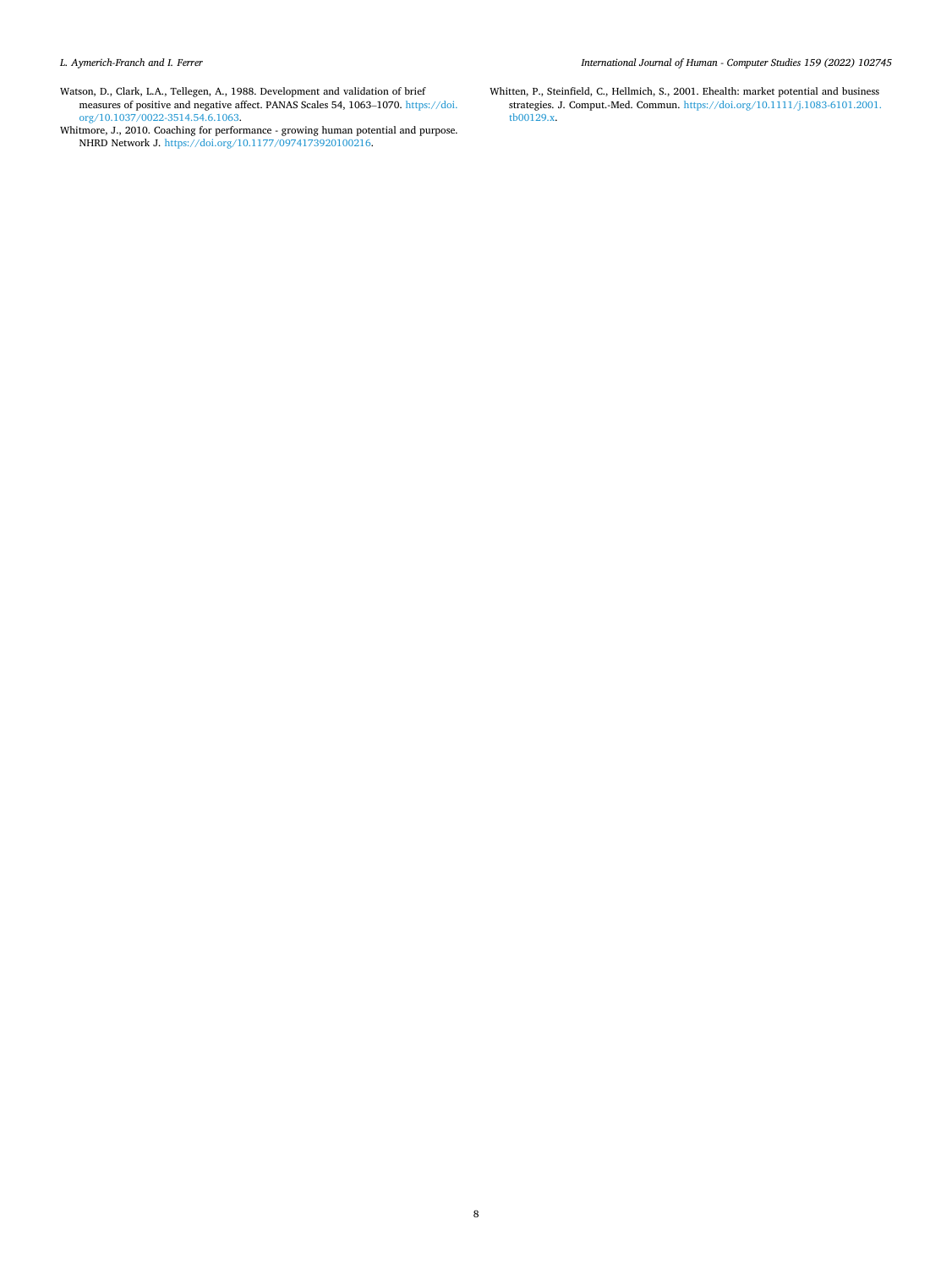Watson, D., Clark, L.A., Tellegen, A., 1988. Development and validation of brief measures of positive and negative affect. PANAS Scales 54, 1063–1070. https://doi.org/10.1037/0022-3514.54.6.1063.

Whitmore, J., 2010. Coaching for performance - growing human potential and purpose. NHRD Network J. https://doi.org/10.1177/0974173920100216.

Whitten, P., Steinfield, C., Hellmich, S., 2001. Ehealth: market potential and business strategies. J. Comput.-Med. Commun. https://doi.org/10.1111/j.1083-6101.2001.tb00129.x.